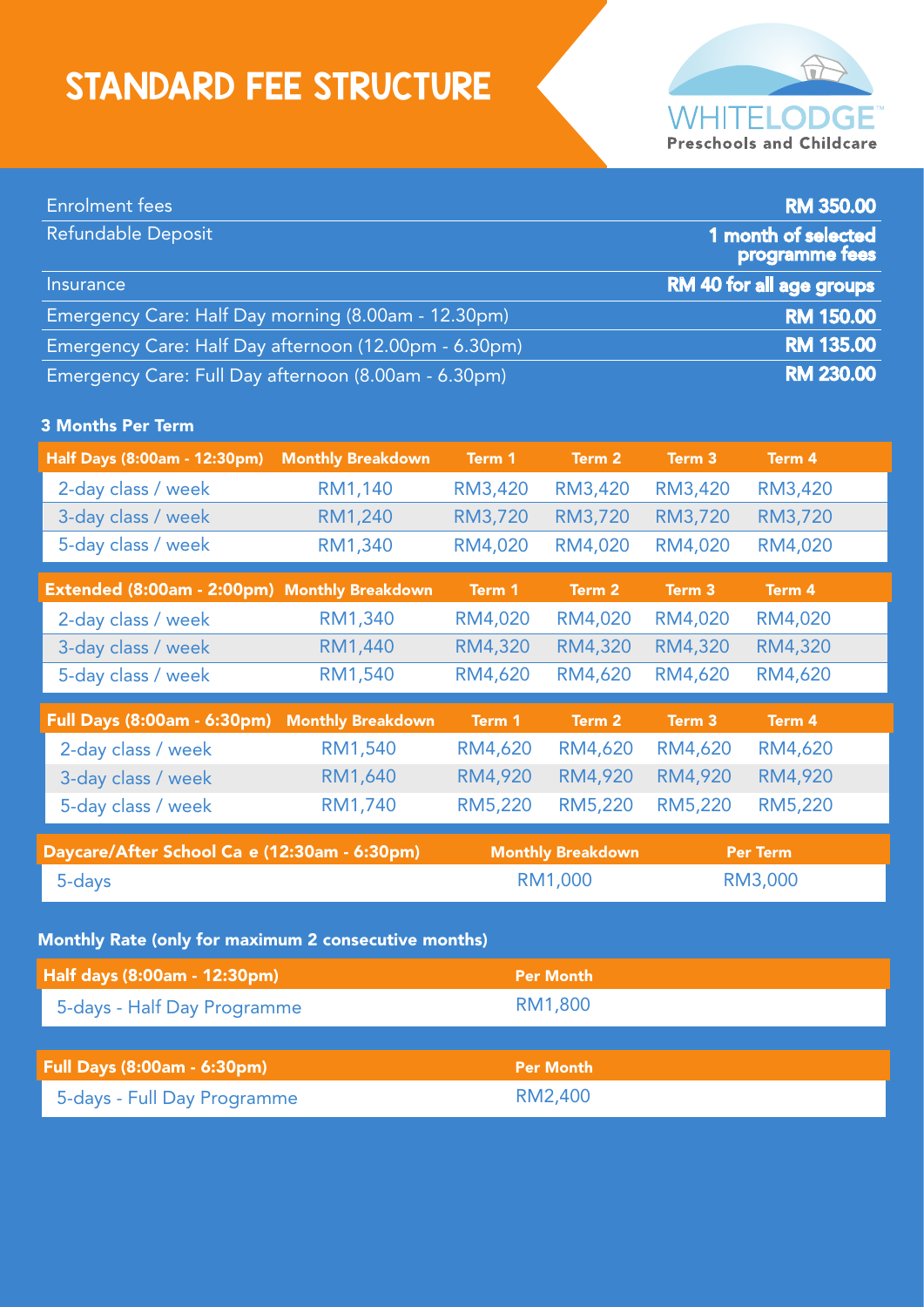# STANDARD FEE STRUCTURE

WHITELODGE
Preschools and Childcare

| | |
|---|---|
| Enrolment fees | **RM 350.00** |
| Refundable Deposit | **1 month of selected programme fees** |
| Insurance | **RM 40 for all age groups** |
| Emergency Care: Half Day morning (8.00am - 12.30pm) | **RM 150.00** |
| Emergency Care: Half Day afternoon (12.00pm - 6.30pm) | **RM 135.00** |
| Emergency Care: Full Day afternoon (8.00am - 6.30pm) | **RM 230.00** |

**3 Months Per Term**

| Half Days (8:00am - 12:30pm) | Monthly Breakdown | Term 1 | Term 2 | Term 3 | Term 4 |
|---|---|---|---|---|---|
| 2-day class / week | RM1,140 | RM3,420 | RM3,420 | RM3,420 | RM3,420 |
| 3-day class / week | RM1,240 | RM3,720 | RM3,720 | RM3,720 | RM3,720 |
| 5-day class / week | RM1,340 | RM4,020 | RM4,020 | RM4,020 | RM4,020 |

| Extended (8:00am - 2:00pm) | Monthly Breakdown | Term 1 | Term 2 | Term 3 | Term 4 |
|---|---|---|---|---|---|
| 2-day class / week | RM1,340 | RM4,020 | RM4,020 | RM4,020 | RM4,020 |
| 3-day class / week | RM1,440 | RM4,320 | RM4,320 | RM4,320 | RM4,320 |
| 5-day class / week | RM1,540 | RM4,620 | RM4,620 | RM4,620 | RM4,620 |

| Full Days (8:00am - 6:30pm) | Monthly Breakdown | Term 1 | Term 2 | Term 3 | Term 4 |
|---|---|---|---|---|---|
| 2-day class / week | RM1,540 | RM4,620 | RM4,620 | RM4,620 | RM4,620 |
| 3-day class / week | RM1,640 | RM4,920 | RM4,920 | RM4,920 | RM4,920 |
| 5-day class / week | RM1,740 | RM5,220 | RM5,220 | RM5,220 | RM5,220 |

| Daycare/After School Ca e (12:30am - 6:30pm) | Monthly Breakdown | Per Term |
|---|---|---|
| 5-days | RM1,000 | RM3,000 |

**Monthly Rate (only for maximum 2 consecutive months)**

| Half days (8:00am - 12:30pm) | Per Month |
|---|---|
| 5-days - Half Day Programme | RM1,800 |

| Full Days (8:00am - 6:30pm) | Per Month |
|---|---|
| 5-days - Full Day Programme | RM2,400 |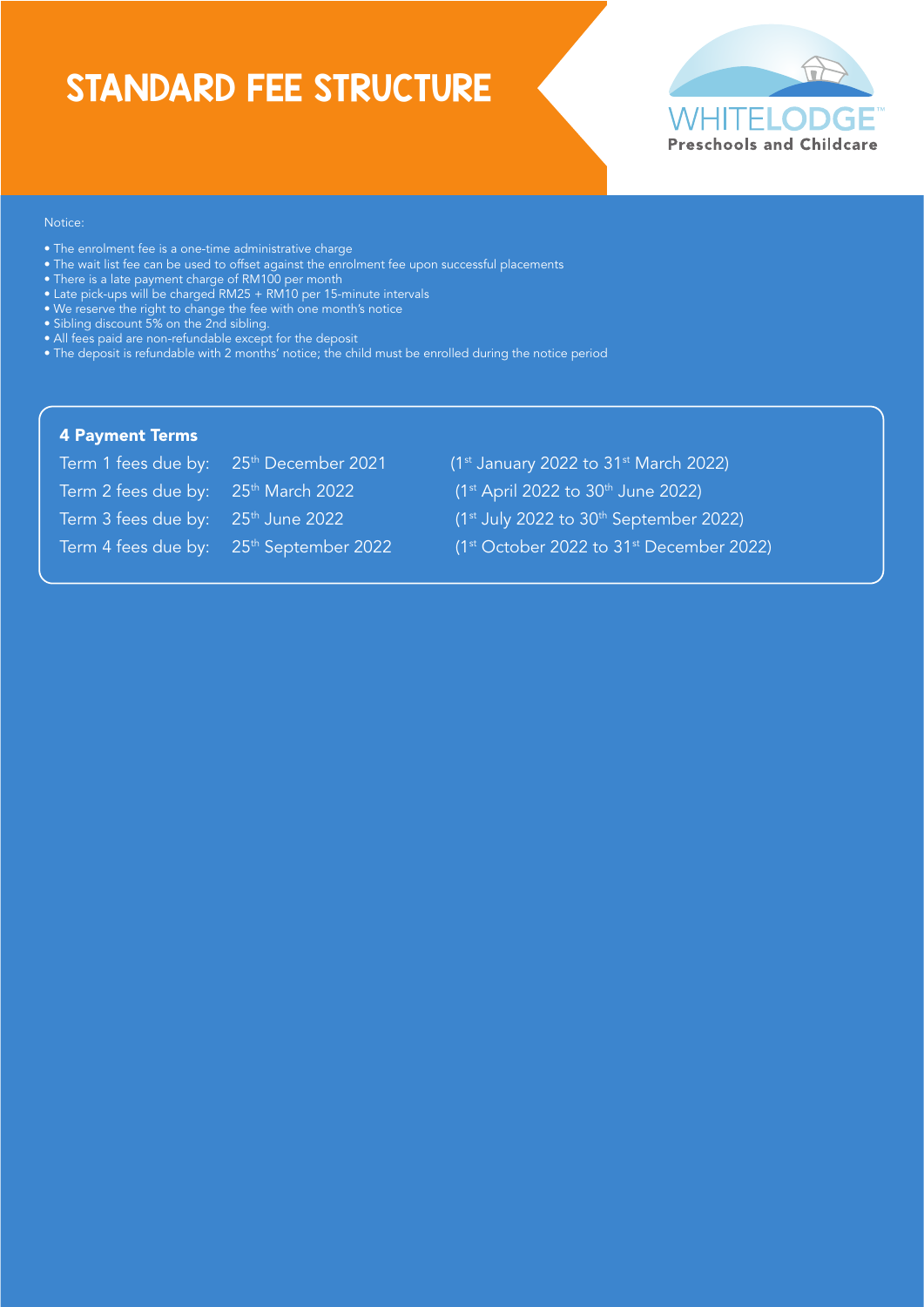# STANDARD FEE STRUCTURE

WHITELODGE™
Preschools and Childcare

Notice:

- The enrolment fee is a one-time administrative charge
- The wait list fee can be used to offset against the enrolment fee upon successful placements
- There is a late payment charge of RM100 per month
- Late pick-ups will be charged RM25 + RM10 per 15-minute intervals
- We reserve the right to change the fee with one month's notice
- Sibling discount 5% on the 2nd sibling.
- All fees paid are non-refundable except for the deposit
- The deposit is refundable with 2 months' notice; the child must be enrolled during the notice period

**4 Payment Terms**

| | | |
|---|---|---|
| Term 1 fees due by: | 25th December 2021 | (1st January 2022 to 31st March 2022) |
| Term 2 fees due by: | 25th March 2022 | (1st April 2022 to 30th June 2022) |
| Term 3 fees due by: | 25th June 2022 | (1st July 2022 to 30th September 2022) |
| Term 4 fees due by: | 25th September 2022 | (1st October 2022 to 31st December 2022) |